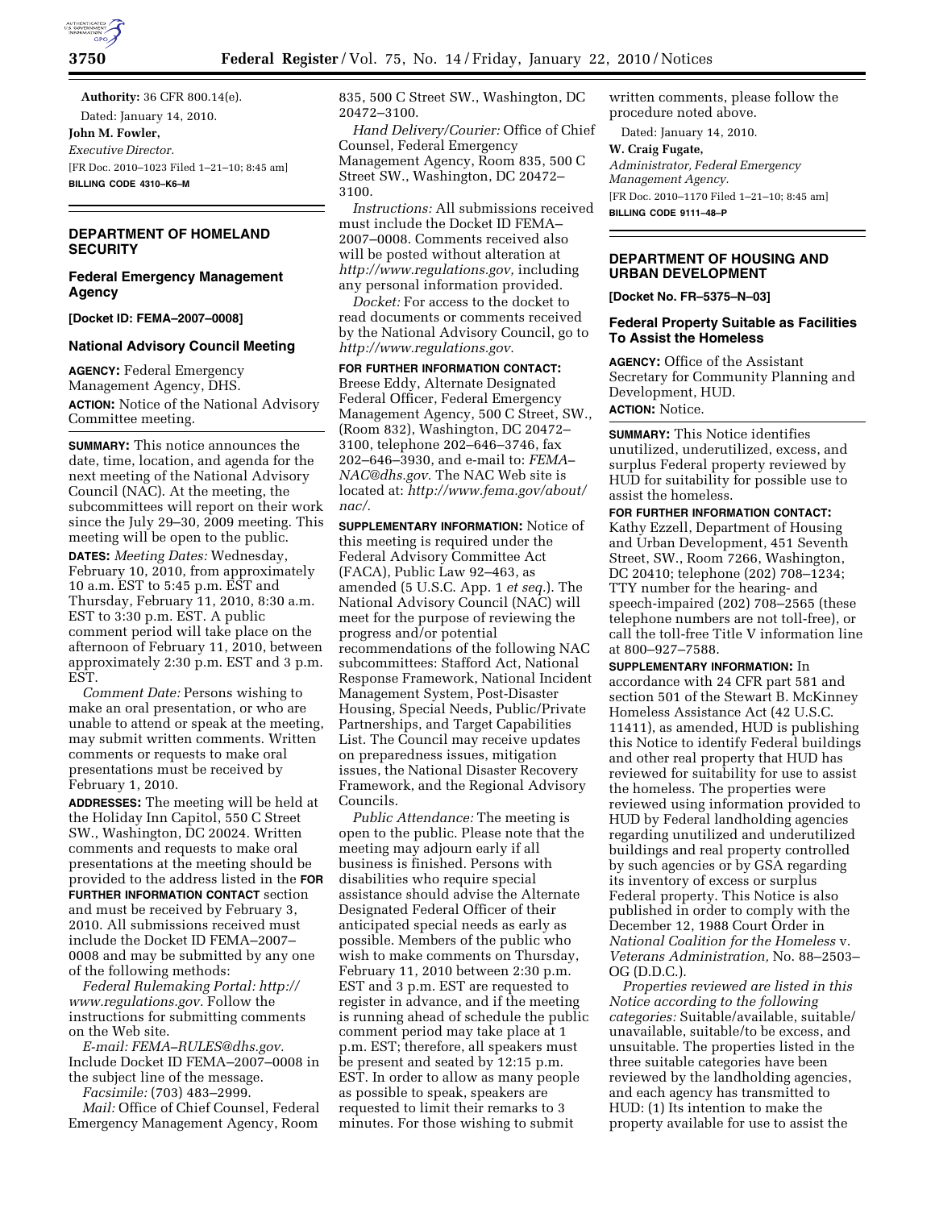**Authority:** 36 CFR 800.14(e).

Dated: January 14, 2010.

**John M. Fowler,**

*Executive Director.*

[FR Doc. 2010–1023 Filed 1–21–10; 8:45 am]

**BILLING CODE 4310–K6–M**

## DEPARTMENT OF HOMELAND SECURITY

### Federal Emergency Management Agency

**[Docket ID: FEMA–2007–0008]**

### National Advisory Council Meeting

**AGENCY:** Federal Emergency Management Agency, DHS.

**ACTION:** Notice of the National Advisory Committee meeting.

**SUMMARY:** This notice announces the date, time, location, and agenda for the next meeting of the National Advisory Council (NAC). At the meeting, the subcommittees will report on their work since the July 29–30, 2009 meeting. This meeting will be open to the public.

**DATES:** *Meeting Dates:* Wednesday, February 10, 2010, from approximately 10 a.m. EST to 5:45 p.m. EST and Thursday, February 11, 2010, 8:30 a.m. EST to 3:30 p.m. EST. A public comment period will take place on the afternoon of February 11, 2010, between approximately 2:30 p.m. EST and 3 p.m. EST.

*Comment Date:* Persons wishing to make an oral presentation, or who are unable to attend or speak at the meeting, may submit written comments. Written comments or requests to make oral presentations must be received by February 1, 2010.

**ADDRESSES:** The meeting will be held at the Holiday Inn Capitol, 550 C Street SW., Washington, DC 20024. Written comments and requests to make oral presentations at the meeting should be provided to the address listed in the **FOR FURTHER INFORMATION CONTACT** section and must be received by February 3, 2010. All submissions received must include the Docket ID FEMA–2007–0008 and may be submitted by any one of the following methods:

*Federal Rulemaking Portal: http://www.regulations.gov.* Follow the instructions for submitting comments on the Web site.

*E-mail: FEMA–RULES@dhs.gov.* Include Docket ID FEMA–2007–0008 in the subject line of the message.

*Facsimile:* (703) 483–2999.

*Mail:* Office of Chief Counsel, Federal Emergency Management Agency, Room 835, 500 C Street SW., Washington, DC 20472–3100.

*Hand Delivery/Courier:* Office of Chief Counsel, Federal Emergency Management Agency, Room 835, 500 C Street SW., Washington, DC 20472–3100.

*Instructions:* All submissions received must include the Docket ID FEMA–2007–0008. Comments received also will be posted without alteration at *http://www.regulations.gov,* including any personal information provided.

*Docket:* For access to the docket to read documents or comments received by the National Advisory Council, go to *http://www.regulations.gov.*

**FOR FURTHER INFORMATION CONTACT:** Breese Eddy, Alternate Designated Federal Officer, Federal Emergency Management Agency, 500 C Street, SW., (Room 832), Washington, DC 20472–3100, telephone 202–646–3746, fax 202–646–3930, and e-mail to: *FEMA–NAC@dhs.gov.* The NAC Web site is located at: *http://www.fema.gov/about/nac/.*

**SUPPLEMENTARY INFORMATION:** Notice of this meeting is required under the Federal Advisory Committee Act (FACA), Public Law 92–463, as amended (5 U.S.C. App. 1 *et seq.*). The National Advisory Council (NAC) will meet for the purpose of reviewing the progress and/or potential recommendations of the following NAC subcommittees: Stafford Act, National Response Framework, National Incident Management System, Post-Disaster Housing, Special Needs, Public/Private Partnerships, and Target Capabilities List. The Council may receive updates on preparedness issues, mitigation issues, the National Disaster Recovery Framework, and the Regional Advisory Councils.

*Public Attendance:* The meeting is open to the public. Please note that the meeting may adjourn early if all business is finished. Persons with disabilities who require special assistance should advise the Alternate Designated Federal Officer of their anticipated special needs as early as possible. Members of the public who wish to make comments on Thursday, February 11, 2010 between 2:30 p.m. EST and 3 p.m. EST are requested to register in advance, and if the meeting is running ahead of schedule the public comment period may take place at 1 p.m. EST; therefore, all speakers must be present and seated by 12:15 p.m. EST. In order to allow as many people as possible to speak, speakers are requested to limit their remarks to 3 minutes. For those wishing to submit written comments, please follow the procedure noted above.

Dated: January 14, 2010.

**W. Craig Fugate,**

*Administrator, Federal Emergency Management Agency.*

[FR Doc. 2010–1170 Filed 1–21–10; 8:45 am]

**BILLING CODE 9111–48–P**

## DEPARTMENT OF HOUSING AND URBAN DEVELOPMENT

**[Docket No. FR–5375–N–03]**

### Federal Property Suitable as Facilities To Assist the Homeless

**AGENCY:** Office of the Assistant Secretary for Community Planning and Development, HUD.

**ACTION:** Notice.

**SUMMARY:** This Notice identifies unutilized, underutilized, excess, and surplus Federal property reviewed by HUD for suitability for possible use to assist the homeless.

**FOR FURTHER INFORMATION CONTACT:** Kathy Ezzell, Department of Housing and Urban Development, 451 Seventh Street, SW., Room 7266, Washington, DC 20410; telephone (202) 708–1234; TTY number for the hearing- and speech-impaired (202) 708–2565 (these telephone numbers are not toll-free), or call the toll-free Title V information line at 800–927–7588.

**SUPPLEMENTARY INFORMATION:** In accordance with 24 CFR part 581 and section 501 of the Stewart B. McKinney Homeless Assistance Act (42 U.S.C. 11411), as amended, HUD is publishing this Notice to identify Federal buildings and other real property that HUD has reviewed for suitability for use to assist the homeless. The properties were reviewed using information provided to HUD by Federal landholding agencies regarding unutilized and underutilized buildings and real property controlled by such agencies or by GSA regarding its inventory of excess or surplus Federal property. This Notice is also published in order to comply with the December 12, 1988 Court Order in *National Coalition for the Homeless* v. *Veterans Administration,* No. 88–2503–OG (D.D.C.).

*Properties reviewed are listed in this Notice according to the following categories:* Suitable/available, suitable/unavailable, suitable/to be excess, and unsuitable. The properties listed in the three suitable categories have been reviewed by the landholding agencies, and each agency has transmitted to HUD: (1) Its intention to make the property available for use to assist the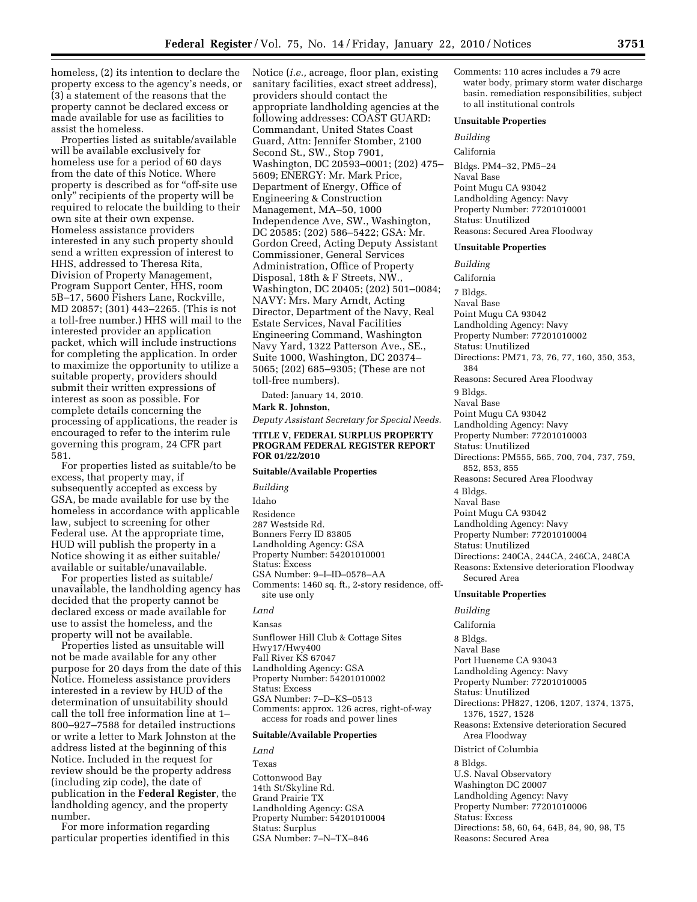homeless, (2) its intention to declare the property excess to the agency's needs, or (3) a statement of the reasons that the property cannot be declared excess or made available for use as facilities to assist the homeless.

Properties listed as suitable/available will be available exclusively for homeless use for a period of 60 days from the date of this Notice. Where property is described as for "off-site use only" recipients of the property will be required to relocate the building to their own site at their own expense. Homeless assistance providers interested in any such property should send a written expression of interest to HHS, addressed to Theresa Rita, Division of Property Management, Program Support Center, HHS, room 5B–17, 5600 Fishers Lane, Rockville, MD 20857; (301) 443–2265. (This is not a toll-free number.) HHS will mail to the interested provider an application packet, which will include instructions for completing the application. In order to maximize the opportunity to utilize a suitable property, providers should submit their written expressions of interest as soon as possible. For complete details concerning the processing of applications, the reader is encouraged to refer to the interim rule governing this program, 24 CFR part 581.

For properties listed as suitable/to be excess, that property may, if subsequently accepted as excess by GSA, be made available for use by the homeless in accordance with applicable law, subject to screening for other Federal use. At the appropriate time, HUD will publish the property in a Notice showing it as either suitable/available or suitable/unavailable.

For properties listed as suitable/unavailable, the landholding agency has decided that the property cannot be declared excess or made available for use to assist the homeless, and the property will not be available.

Properties listed as unsuitable will not be made available for any other purpose for 20 days from the date of this Notice. Homeless assistance providers interested in a review by HUD of the determination of unsuitability should call the toll free information line at 1–800–927–7588 for detailed instructions or write a letter to Mark Johnston at the address listed at the beginning of this Notice. Included in the request for review should be the property address (including zip code), the date of publication in the **Federal Register**, the landholding agency, and the property number.

For more information regarding particular properties identified in this Notice (*i.e.,* acreage, floor plan, existing sanitary facilities, exact street address), providers should contact the appropriate landholding agencies at the following addresses: COAST GUARD: Commandant, United States Coast Guard, Attn: Jennifer Stomber, 2100 Second St., SW., Stop 7901, Washington, DC 20593–0001; (202) 475–5609; ENERGY: Mr. Mark Price, Department of Energy, Office of Engineering & Construction Management, MA–50, 1000 Independence Ave, SW., Washington, DC 20585: (202) 586–5422; GSA: Mr. Gordon Creed, Acting Deputy Assistant Commissioner, General Services Administration, Office of Property Disposal, 18th & F Streets, NW., Washington, DC 20405; (202) 501–0084; NAVY: Mrs. Mary Arndt, Acting Director, Department of the Navy, Real Estate Services, Naval Facilities Engineering Command, Washington Navy Yard, 1322 Patterson Ave., SE., Suite 1000, Washington, DC 20374–5065; (202) 685–9305; (These are not toll-free numbers).

Dated: January 14, 2010.

**Mark R. Johnston,**

*Deputy Assistant Secretary for Special Needs.*

**TITLE V, FEDERAL SURPLUS PROPERTY PROGRAM FEDERAL REGISTER REPORT FOR 01/22/2010**

**Suitable/Available Properties**

*Building*

Idaho

Residence
287 Westside Rd.
Bonners Ferry ID 83805
Landholding Agency: GSA
Property Number: 54201010001
Status: Excess
GSA Number: 9–I–ID–0578–AA
Comments: 1460 sq. ft., 2-story residence, off-site use only

*Land*

Kansas

Sunflower Hill Club & Cottage Sites
Hwy17/Hwy400
Fall River KS 67047
Landholding Agency: GSA
Property Number: 54201010002
Status: Excess
GSA Number: 7–D–KS–0513
Comments: approx. 126 acres, right-of-way access for roads and power lines

**Suitable/Available Properties**

*Land*

Texas

Cottonwood Bay
14th St/Skyline Rd.
Grand Prairie TX
Landholding Agency: GSA
Property Number: 54201010004
Status: Surplus
GSA Number: 7–N–TX–846
Comments: 110 acres includes a 79 acre water body, primary storm water discharge basin. remediation responsibilities, subject to all institutional controls

**Unsuitable Properties**

*Building*

California

Bldgs. PM4–32, PM5–24
Naval Base
Point Mugu CA 93042
Landholding Agency: Navy
Property Number: 77201010001
Status: Unutilized
Reasons: Secured Area Floodway

**Unsuitable Properties**

*Building*

California

7 Bldgs.
Naval Base
Point Mugu CA 93042
Landholding Agency: Navy
Property Number: 77201010002
Status: Unutilized
Directions: PM71, 73, 76, 77, 160, 350, 353, 384
Reasons: Secured Area Floodway

9 Bldgs.
Naval Base
Point Mugu CA 93042
Landholding Agency: Navy
Property Number: 77201010003
Status: Unutilized
Directions: PM555, 565, 700, 704, 737, 759, 852, 853, 855
Reasons: Secured Area Floodway

4 Bldgs.
Naval Base
Point Mugu CA 93042
Landholding Agency: Navy
Property Number: 77201010004
Status: Unutilized
Directions: 240CA, 244CA, 246CA, 248CA
Reasons: Extensive deterioration Floodway Secured Area

**Unsuitable Properties**

*Building*

California

8 Bldgs.
Naval Base
Port Hueneme CA 93043
Landholding Agency: Navy
Property Number: 77201010005
Status: Unutilized
Directions: PH827, 1206, 1207, 1374, 1375, 1376, 1527, 1528
Reasons: Extensive deterioration Secured Area Floodway

District of Columbia

8 Bldgs.
U.S. Naval Observatory
Washington DC 20007
Landholding Agency: Navy
Property Number: 77201010006
Status: Excess
Directions: 58, 60, 64, 64B, 84, 90, 98, T5
Reasons: Secured Area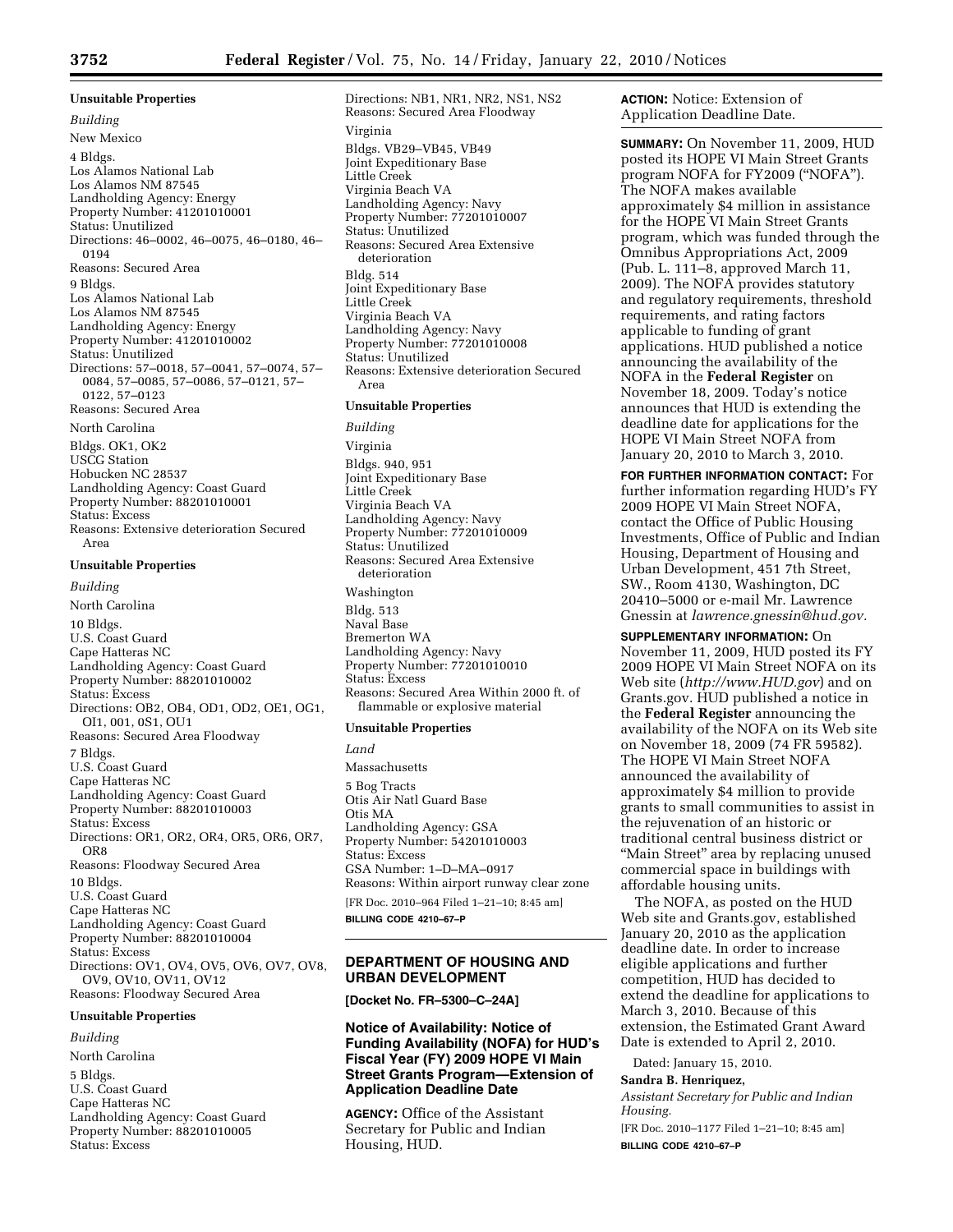**Unsuitable Properties**

*Building*

New Mexico

4 Bldgs.
Los Alamos National Lab
Los Alamos NM 87545
Landholding Agency: Energy
Property Number: 41201010001
Status: Unutilized
Directions: 46–0002, 46–0075, 46–0180, 46–0194
Reasons: Secured Area

9 Bldgs.
Los Alamos National Lab
Los Alamos NM 87545
Landholding Agency: Energy
Property Number: 41201010002
Status: Unutilized
Directions: 57–0018, 57–0041, 57–0074, 57–0084, 57–0085, 57–0086, 57–0121, 57–0122, 57–0123
Reasons: Secured Area

North Carolina

Bldgs. OK1, OK2
USCG Station
Hobucken NC 28537
Landholding Agency: Coast Guard
Property Number: 88201010001
Status: Excess
Reasons: Extensive deterioration Secured Area

**Unsuitable Properties**

*Building*

North Carolina

10 Bldgs.
U.S. Coast Guard
Cape Hatteras NC
Landholding Agency: Coast Guard
Property Number: 88201010002
Status: Excess
Directions: OB2, OB4, OD1, OD2, OE1, OG1, OI1, 001, 0S1, OU1
Reasons: Secured Area Floodway

7 Bldgs.
U.S. Coast Guard
Cape Hatteras NC
Landholding Agency: Coast Guard
Property Number: 88201010003
Status: Excess
Directions: OR1, OR2, OR4, OR5, OR6, OR7, OR8
Reasons: Floodway Secured Area

10 Bldgs.
U.S. Coast Guard
Cape Hatteras NC
Landholding Agency: Coast Guard
Property Number: 88201010004
Status: Excess
Directions: OV1, OV4, OV5, OV6, OV7, OV8, OV9, OV10, OV11, OV12
Reasons: Floodway Secured Area

**Unsuitable Properties**

*Building*

North Carolina

5 Bldgs.
U.S. Coast Guard
Cape Hatteras NC
Landholding Agency: Coast Guard
Property Number: 88201010005
Status: Excess
Directions: NB1, NR1, NR2, NS1, NS2
Reasons: Secured Area Floodway

Virginia

Bldgs. VB29–VB45, VB49
Joint Expeditionary Base
Little Creek
Virginia Beach VA
Landholding Agency: Navy
Property Number: 77201010007
Status: Unutilized
Reasons: Secured Area Extensive deterioration

Bldg. 514
Joint Expeditionary Base
Little Creek
Virginia Beach VA
Landholding Agency: Navy
Property Number: 77201010008
Status: Unutilized
Reasons: Extensive deterioration Secured Area

**Unsuitable Properties**

*Building*

Virginia

Bldgs. 940, 951
Joint Expeditionary Base
Little Creek
Virginia Beach VA
Landholding Agency: Navy
Property Number: 77201010009
Status: Unutilized
Reasons: Secured Area Extensive deterioration

Washington

Bldg. 513
Naval Base
Bremerton WA
Landholding Agency: Navy
Property Number: 77201010010
Status: Excess
Reasons: Secured Area Within 2000 ft. of flammable or explosive material

**Unsuitable Properties**

*Land*

Massachusetts

5 Bog Tracts
Otis Air Natl Guard Base
Otis MA
Landholding Agency: GSA
Property Number: 54201010003
Status: Excess
GSA Number: 1–D–MA–0917
Reasons: Within airport runway clear zone

[FR Doc. 2010–964 Filed 1–21–10; 8:45 am]

**BILLING CODE 4210–67–P**

---

## DEPARTMENT OF HOUSING AND URBAN DEVELOPMENT

**[Docket No. FR–5300–C–24A]**

### Notice of Availability: Notice of Funding Availability (NOFA) for HUD's Fiscal Year (FY) 2009 HOPE VI Main Street Grants Program—Extension of Application Deadline Date

**AGENCY:** Office of the Assistant Secretary for Public and Indian Housing, HUD.

**ACTION:** Notice: Extension of Application Deadline Date.

**SUMMARY:** On November 11, 2009, HUD posted its HOPE VI Main Street Grants program NOFA for FY2009 ("NOFA"). The NOFA makes available approximately $4 million in assistance for the HOPE VI Main Street Grants program, which was funded through the Omnibus Appropriations Act, 2009 (Pub. L. 111–8, approved March 11, 2009). The NOFA provides statutory and regulatory requirements, threshold requirements, and rating factors applicable to funding of grant applications. HUD published a notice announcing the availability of the NOFA in the **Federal Register** on November 18, 2009. Today's notice announces that HUD is extending the deadline date for applications for the HOPE VI Main Street NOFA from January 20, 2010 to March 3, 2010.

**FOR FURTHER INFORMATION CONTACT:** For further information regarding HUD's FY 2009 HOPE VI Main Street NOFA, contact the Office of Public Housing Investments, Office of Public and Indian Housing, Department of Housing and Urban Development, 451 7th Street, SW., Room 4130, Washington, DC 20410–5000 or e-mail Mr. Lawrence Gnessin at *lawrence.gnessin@hud.gov.*

**SUPPLEMENTARY INFORMATION:** On November 11, 2009, HUD posted its FY 2009 HOPE VI Main Street NOFA on its Web site (*http://www.HUD.gov*) and on Grants.gov. HUD published a notice in the **Federal Register** announcing the availability of the NOFA on its Web site on November 18, 2009 (74 FR 59582). The HOPE VI Main Street NOFA announced the availability of approximately $4 million to provide grants to small communities to assist in the rejuvenation of an historic or traditional central business district or "Main Street" area by replacing unused commercial space in buildings with affordable housing units.

The NOFA, as posted on the HUD Web site and Grants.gov, established January 20, 2010 as the application deadline date. In order to increase eligible applications and further competition, HUD has decided to extend the deadline for applications to March 3, 2010. Because of this extension, the Estimated Grant Award Date is extended to April 2, 2010.

Dated: January 15, 2010.

**Sandra B. Henriquez,**

*Assistant Secretary for Public and Indian Housing.*

[FR Doc. 2010–1177 Filed 1–21–10; 8:45 am]

**BILLING CODE 4210–67–P**